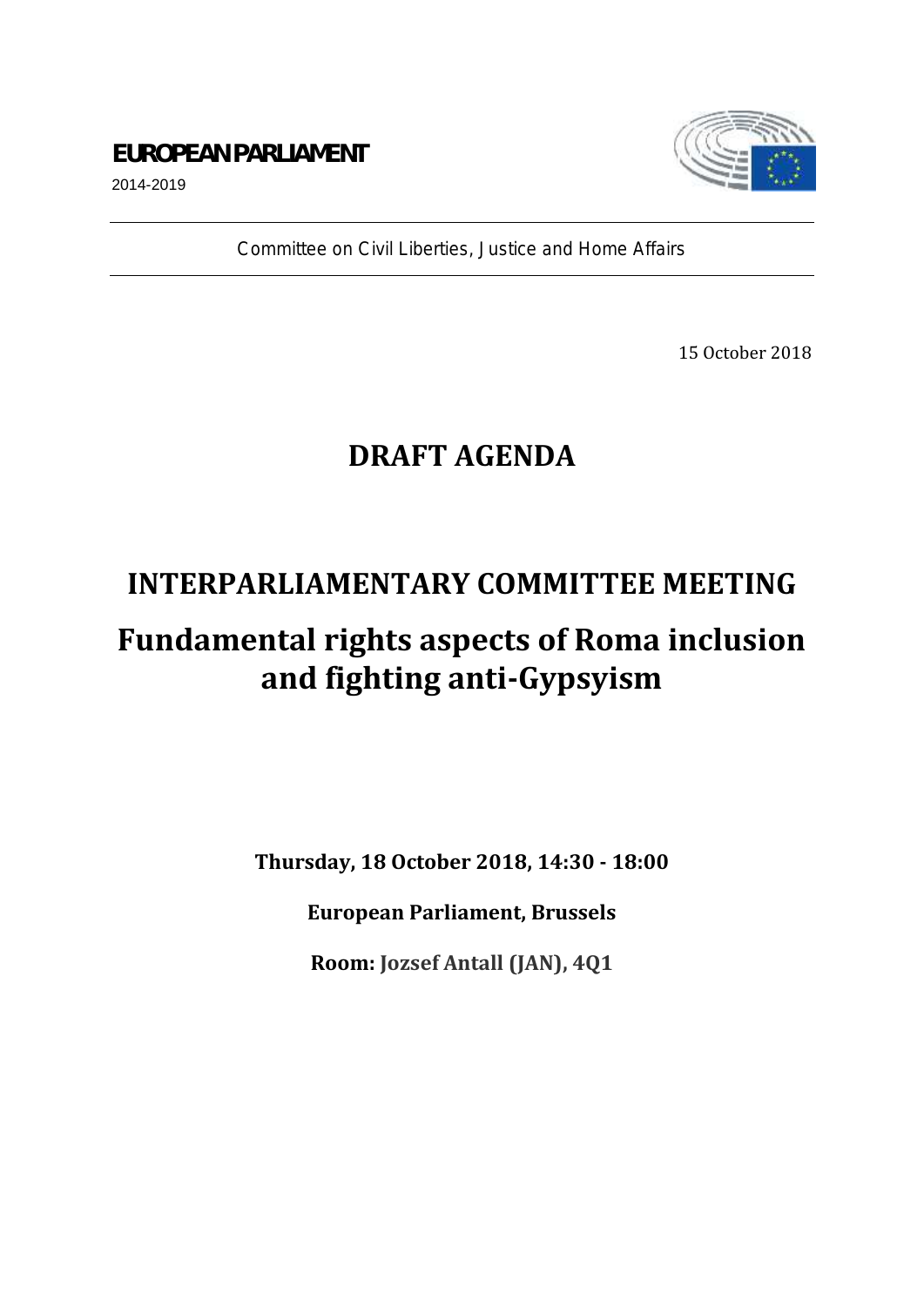**EUROPEAN PARLIAMENT**

2014-2019

Committee on Civil Liberties, Justice and Home Affairs

15 October 2018

# DRAFT AGENDA

# INTERPARLIAMENTARY COMMITTEE MEETING

# Fundamental rights aspects of Roma inclusion and fighting anti-Gypsyism

**Thursday, 18 October 2018, 14:30 - 18:00**

**European Parliament, Brussels**

**Room: Jozsef Antall (JAN), 4Q1**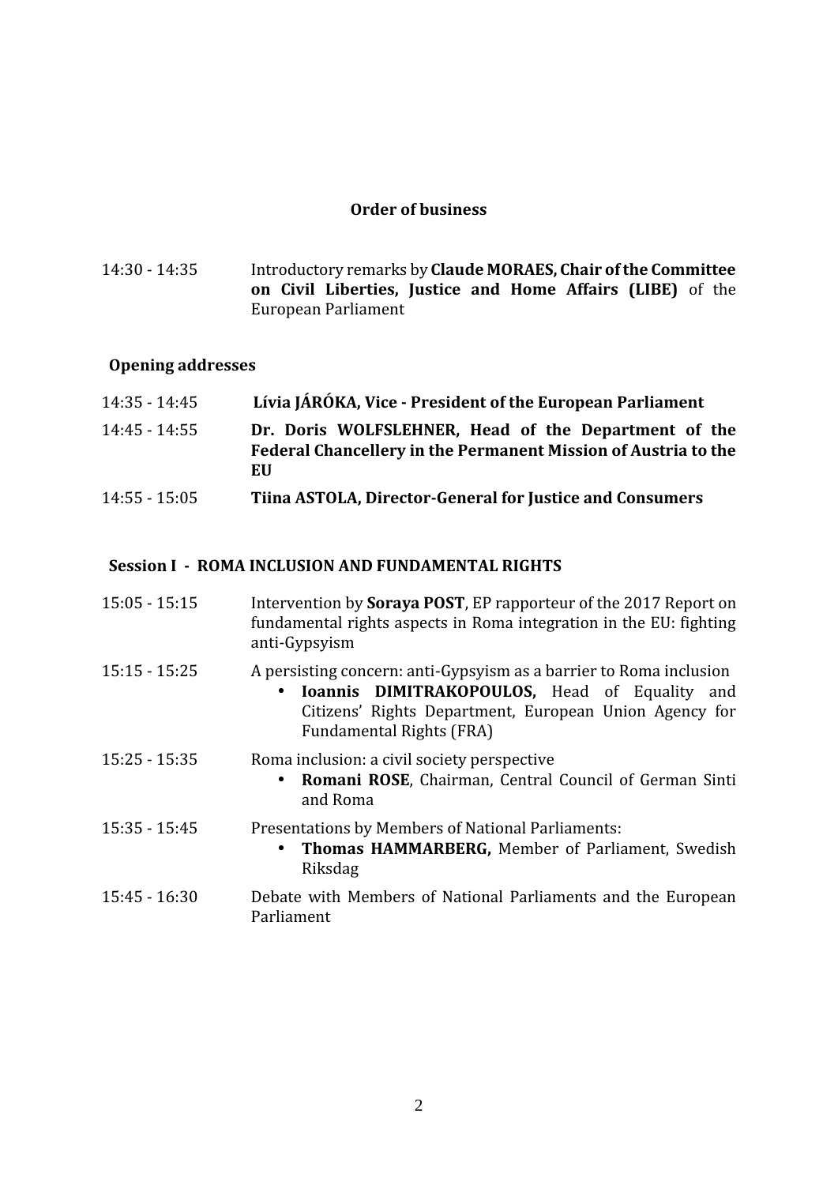## Order of business

14:30 - 14:35 Introductory remarks by **Claude MORAES, Chair of the Committee on Civil Liberties, Justice and Home Affairs (LIBE)** of the European Parliament

### Opening addresses

14:35 - 14:45 **Lívia JÁRÓKA, Vice - President of the European Parliament**

14:45 - 14:55 **Dr. Doris WOLFSLEHNER, Head of the Department of the Federal Chancellery in the Permanent Mission of Austria to the EU**

14:55 - 15:05 **Tiina ASTOLA, Director-General for Justice and Consumers**

### Session I - ROMA INCLUSION AND FUNDAMENTAL RIGHTS

15:05 - 15:15 Intervention by **Soraya POST**, EP rapporteur of the 2017 Report on fundamental rights aspects in Roma integration in the EU: fighting anti-Gypsyism

15:15 - 15:25 A persisting concern: anti-Gypsyism as a barrier to Roma inclusion

- **Ioannis DIMITRAKOPOULOS,** Head of Equality and Citizens' Rights Department, European Union Agency for Fundamental Rights (FRA)

15:25 - 15:35 Roma inclusion: a civil society perspective

- **Romani ROSE**, Chairman, Central Council of German Sinti and Roma

15:35 - 15:45 Presentations by Members of National Parliaments:

- **Thomas HAMMARBERG,** Member of Parliament, Swedish Riksdag

15:45 - 16:30 Debate with Members of National Parliaments and the European Parliament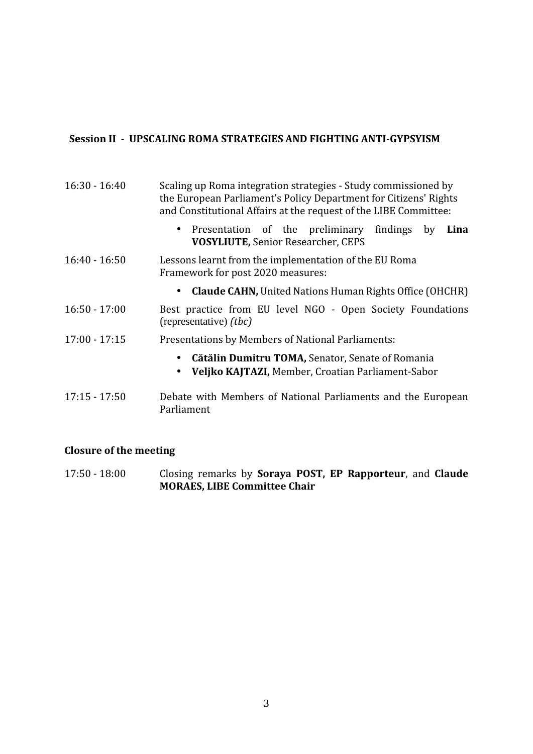## Session II - UPSCALING ROMA STRATEGIES AND FIGHTING ANTI-GYPSYISM

| | |
|---|---|
| 16:30 - 16:40 | Scaling up Roma integration strategies - Study commissioned by the European Parliament's Policy Department for Citizens' Rights and Constitutional Affairs at the request of the LIBE Committee:<br>• Presentation of the preliminary findings by **Lina VOSYLIUTE,** Senior Researcher, CEPS |
| 16:40 - 16:50 | Lessons learnt from the implementation of the EU Roma Framework for post 2020 measures:<br>• **Claude CAHN,** United Nations Human Rights Office (OHCHR) |
| 16:50 - 17:00 | Best practice from EU level NGO - Open Society Foundations (representative) *(tbc)* |
| 17:00 - 17:15 | Presentations by Members of National Parliaments:<br>• **Cătălin Dumitru TOMA,** Senator, Senate of Romania<br>• **Veljko KAJTAZI,** Member, Croatian Parliament-Sabor |
| 17:15 - 17:50 | Debate with Members of National Parliaments and the European Parliament |

## Closure of the meeting

| | |
|---|---|
| 17:50 - 18:00 | Closing remarks by **Soraya POST, EP Rapporteur**, and **Claude MORAES, LIBE Committee Chair** |